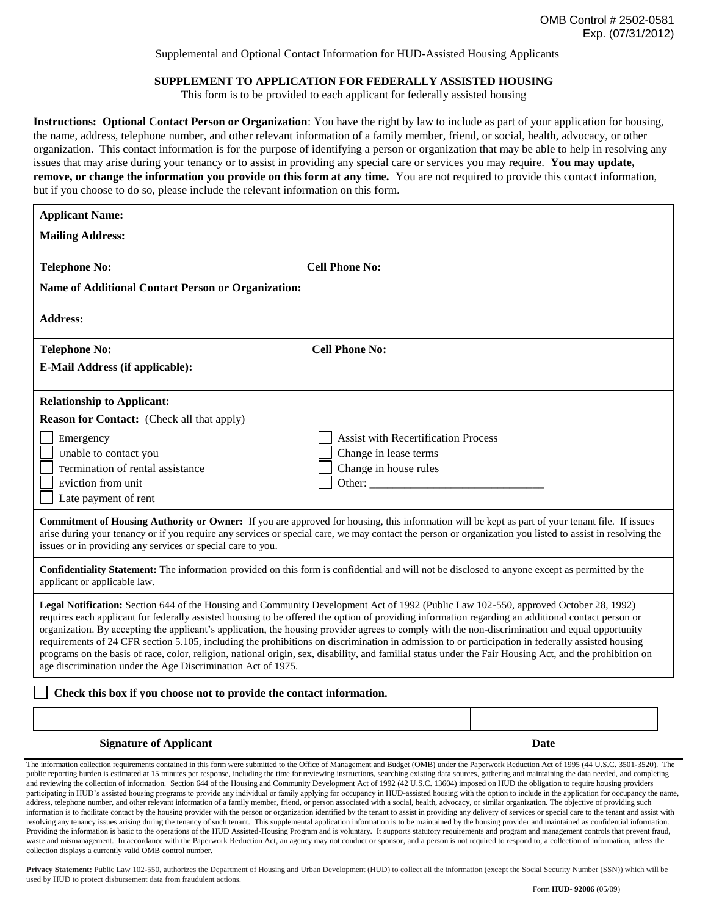OMB Control # 2502-0581
Exp. (07/31/2012)

Supplemental and Optional Contact Information for HUD-Assisted Housing Applicants

## SUPPLEMENT TO APPLICATION FOR FEDERALLY ASSISTED HOUSING

This form is to be provided to each applicant for federally assisted housing

**Instructions: Optional Contact Person or Organization**: You have the right by law to include as part of your application for housing, the name, address, telephone number, and other relevant information of a family member, friend, or social, health, advocacy, or other organization. This contact information is for the purpose of identifying a person or organization that may be able to help in resolving any issues that may arise during your tenancy or to assist in providing any special care or services you may require. **You may update, remove, or change the information you provide on this form at any time.** You are not required to provide this contact information, but if you choose to do so, please include the relevant information on this form.

| | |
|---|---|
| **Applicant Name:** | |
| **Mailing Address:** | |
| **Telephone No:** | **Cell Phone No:** |
| **Name of Additional Contact Person or Organization:** | |
| **Address:** | |
| **Telephone No:** | **Cell Phone No:** |
| **E-Mail Address (if applicable):** | |
| **Relationship to Applicant:** | |

**Reason for Contact:** (Check all that apply)

- ☐ Emergency
- ☐ Unable to contact you
- ☐ Termination of rental assistance
- ☐ Eviction from unit
- ☐ Late payment of rent
- ☐ Assist with Recertification Process
- ☐ Change in lease terms
- ☐ Change in house rules
- ☐ Other: ______________________________

**Commitment of Housing Authority or Owner:** If you are approved for housing, this information will be kept as part of your tenant file. If issues arise during your tenancy or if you require any services or special care, we may contact the person or organization you listed to assist in resolving the issues or in providing any services or special care to you.

**Confidentiality Statement:** The information provided on this form is confidential and will not be disclosed to anyone except as permitted by the applicant or applicable law.

**Legal Notification:** Section 644 of the Housing and Community Development Act of 1992 (Public Law 102-550, approved October 28, 1992) requires each applicant for federally assisted housing to be offered the option of providing information regarding an additional contact person or organization. By accepting the applicant's application, the housing provider agrees to comply with the non-discrimination and equal opportunity requirements of 24 CFR section 5.105, including the prohibitions on discrimination in admission to or participation in federally assisted housing programs on the basis of race, color, religion, national origin, sex, disability, and familial status under the Fair Housing Act, and the prohibition on age discrimination under the Age Discrimination Act of 1975.

☐ **Check this box if you choose not to provide the contact information.**

| **Signature of Applicant** | **Date** |
|---|---|
| | |

The information collection requirements contained in this form were submitted to the Office of Management and Budget (OMB) under the Paperwork Reduction Act of 1995 (44 U.S.C. 3501-3520). The public reporting burden is estimated at 15 minutes per response, including the time for reviewing instructions, searching existing data sources, gathering and maintaining the data needed, and completing and reviewing the collection of information. Section 644 of the Housing and Community Development Act of 1992 (42 U.S.C. 13604) imposed on HUD the obligation to require housing providers participating in HUD's assisted housing programs to provide any individual or family applying for occupancy in HUD-assisted housing with the option to include in the application for occupancy the name, address, telephone number, and other relevant information of a family member, friend, or person associated with a social, health, advocacy, or similar organization. The objective of providing such information is to facilitate contact by the housing provider with the person or organization identified by the tenant to assist in providing any delivery of services or special care to the tenant and assist with resolving any tenancy issues arising during the tenancy of such tenant. This supplemental application information is to be maintained by the housing provider and maintained as confidential information. Providing the information is basic to the operations of the HUD Assisted-Housing Program and is voluntary. It supports statutory requirements and program and management controls that prevent fraud, waste and mismanagement. In accordance with the Paperwork Reduction Act, an agency may not conduct or sponsor, and a person is not required to respond to, a collection of information, unless the collection displays a currently valid OMB control number.

**Privacy Statement:** Public Law 102-550, authorizes the Department of Housing and Urban Development (HUD) to collect all the information (except the Social Security Number (SSN)) which will be used by HUD to protect disbursement data from fraudulent actions.

Form **HUD- 92006** (05/09)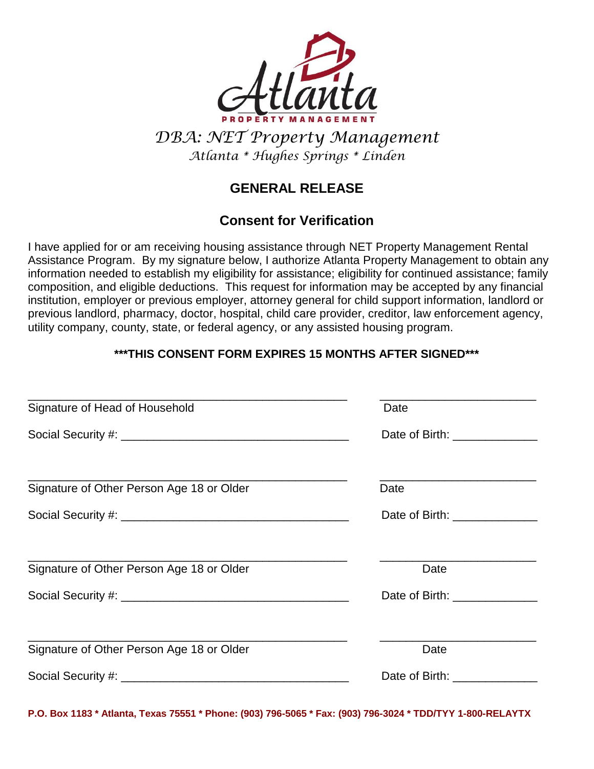# Atlanta

PROPERTY MANAGEMENT

*DBA: NET Property Management*

*Atlanta * Hughes Springs * Linden*

## GENERAL RELEASE

### Consent for Verification

I have applied for or am receiving housing assistance through NET Property Management Rental Assistance Program. By my signature below, I authorize Atlanta Property Management to obtain any information needed to establish my eligibility for assistance; eligibility for continued assistance; family composition, and eligible deductions. This request for information may be accepted by any financial institution, employer or previous employer, attorney general for child support information, landlord or previous landlord, pharmacy, doctor, hospital, child care provider, creditor, law enforcement agency, utility company, county, state, or federal agency, or any assisted housing program.

**\*\*\*THIS CONSENT FORM EXPIRES 15 MONTHS AFTER SIGNED\*\*\***

_______________________________________________ ________________________
Signature of Head of Household Date

Social Security #: ___________________________________ Date of Birth: _____________

_______________________________________________ ________________________
Signature of Other Person Age 18 or Older Date

Social Security #: ___________________________________ Date of Birth: _____________

_______________________________________________ ________________________
Signature of Other Person Age 18 or Older Date

Social Security #: ___________________________________ Date of Birth: _____________

_______________________________________________ ________________________
Signature of Other Person Age 18 or Older Date

Social Security #: ___________________________________ Date of Birth: _____________

**P.O. Box 1183 * Atlanta, Texas 75551 * Phone: (903) 796-5065 * Fax: (903) 796-3024 * TDD/TYY 1-800-RELAYTX**